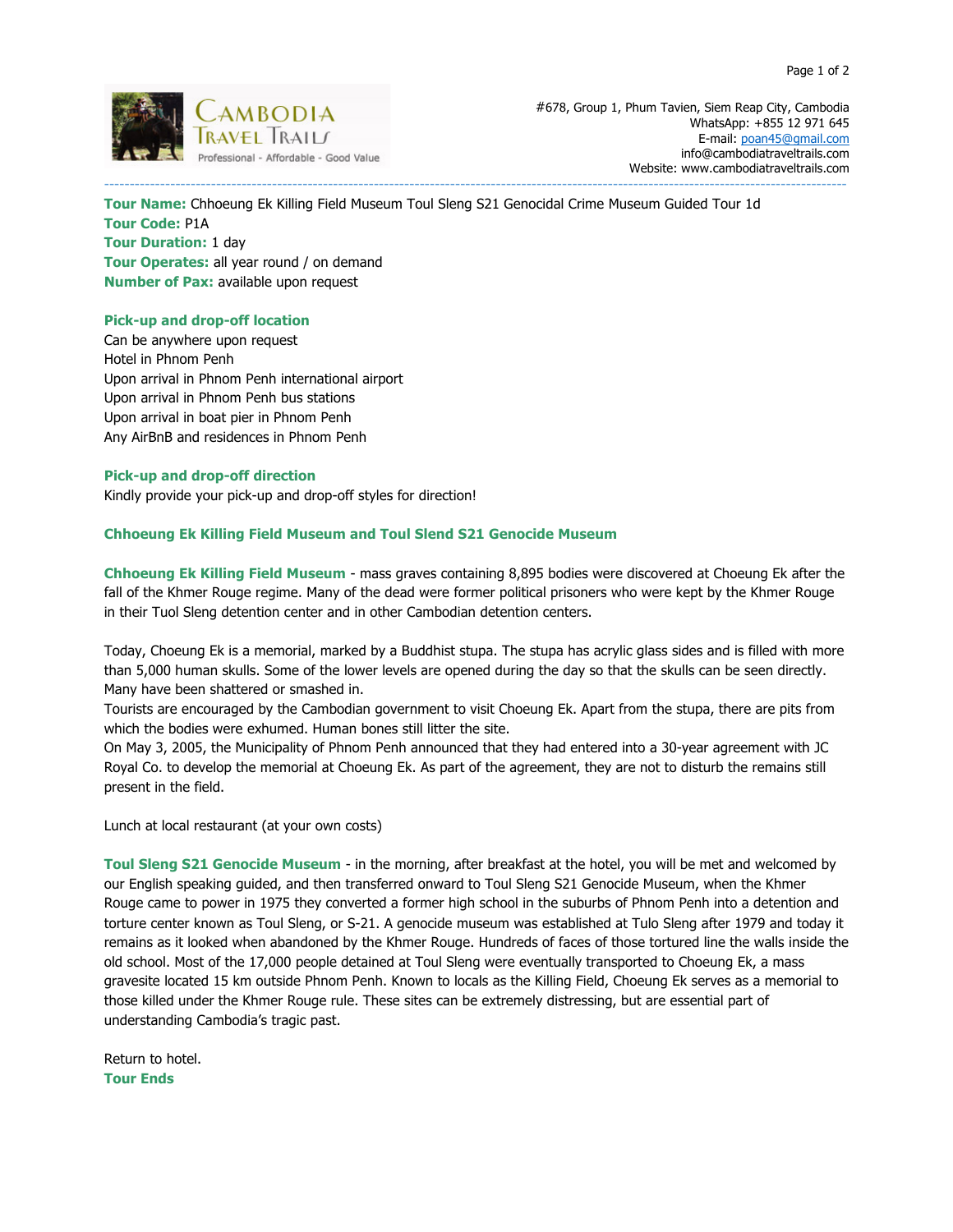#678, Group 1, Phum Tavien, Siem Reap City, Cambodia
WhatsApp: +855 12 971 645
E-mail: poan45@gmail.com
info@cambodiatraveltrails.com
Website: www.cambodiatraveltrails.com

---

**Tour Name:** Chhoeung Ek Killing Field Museum Toul Sleng S21 Genocidal Crime Museum Guided Tour 1d
**Tour Code:** P1A
**Tour Duration:** 1 day
**Tour Operates:** all year round / on demand
**Number of Pax:** available upon request

### Pick-up and drop-off location

Can be anywhere upon request
Hotel in Phnom Penh
Upon arrival in Phnom Penh international airport
Upon arrival in Phnom Penh bus stations
Upon arrival in boat pier in Phnom Penh
Any AirBnB and residences in Phnom Penh

### Pick-up and drop-off direction

Kindly provide your pick-up and drop-off styles for direction!

### Chhoeung Ek Killing Field Museum and Toul Slend S21 Genocide Museum

**Chhoeung Ek Killing Field Museum** - mass graves containing 8,895 bodies were discovered at Choeung Ek after the fall of the Khmer Rouge regime. Many of the dead were former political prisoners who were kept by the Khmer Rouge in their Tuol Sleng detention center and in other Cambodian detention centers.

Today, Choeung Ek is a memorial, marked by a Buddhist stupa. The stupa has acrylic glass sides and is filled with more than 5,000 human skulls. Some of the lower levels are opened during the day so that the skulls can be seen directly. Many have been shattered or smashed in.
Tourists are encouraged by the Cambodian government to visit Choeung Ek. Apart from the stupa, there are pits from which the bodies were exhumed. Human bones still litter the site.
On May 3, 2005, the Municipality of Phnom Penh announced that they had entered into a 30-year agreement with JC Royal Co. to develop the memorial at Choeung Ek. As part of the agreement, they are not to disturb the remains still present in the field.

Lunch at local restaurant (at your own costs)

**Toul Sleng S21 Genocide Museum** - in the morning, after breakfast at the hotel, you will be met and welcomed by our English speaking guided, and then transferred onward to Toul Sleng S21 Genocide Museum, when the Khmer Rouge came to power in 1975 they converted a former high school in the suburbs of Phnom Penh into a detention and torture center known as Toul Sleng, or S-21. A genocide museum was established at Tulo Sleng after 1979 and today it remains as it looked when abandoned by the Khmer Rouge. Hundreds of faces of those tortured line the walls inside the old school. Most of the 17,000 people detained at Toul Sleng were eventually transported to Choeung Ek, a mass gravesite located 15 km outside Phnom Penh. Known to locals as the Killing Field, Choeung Ek serves as a memorial to those killed under the Khmer Rouge rule. These sites can be extremely distressing, but are essential part of understanding Cambodia's tragic past.

Return to hotel.
**Tour Ends**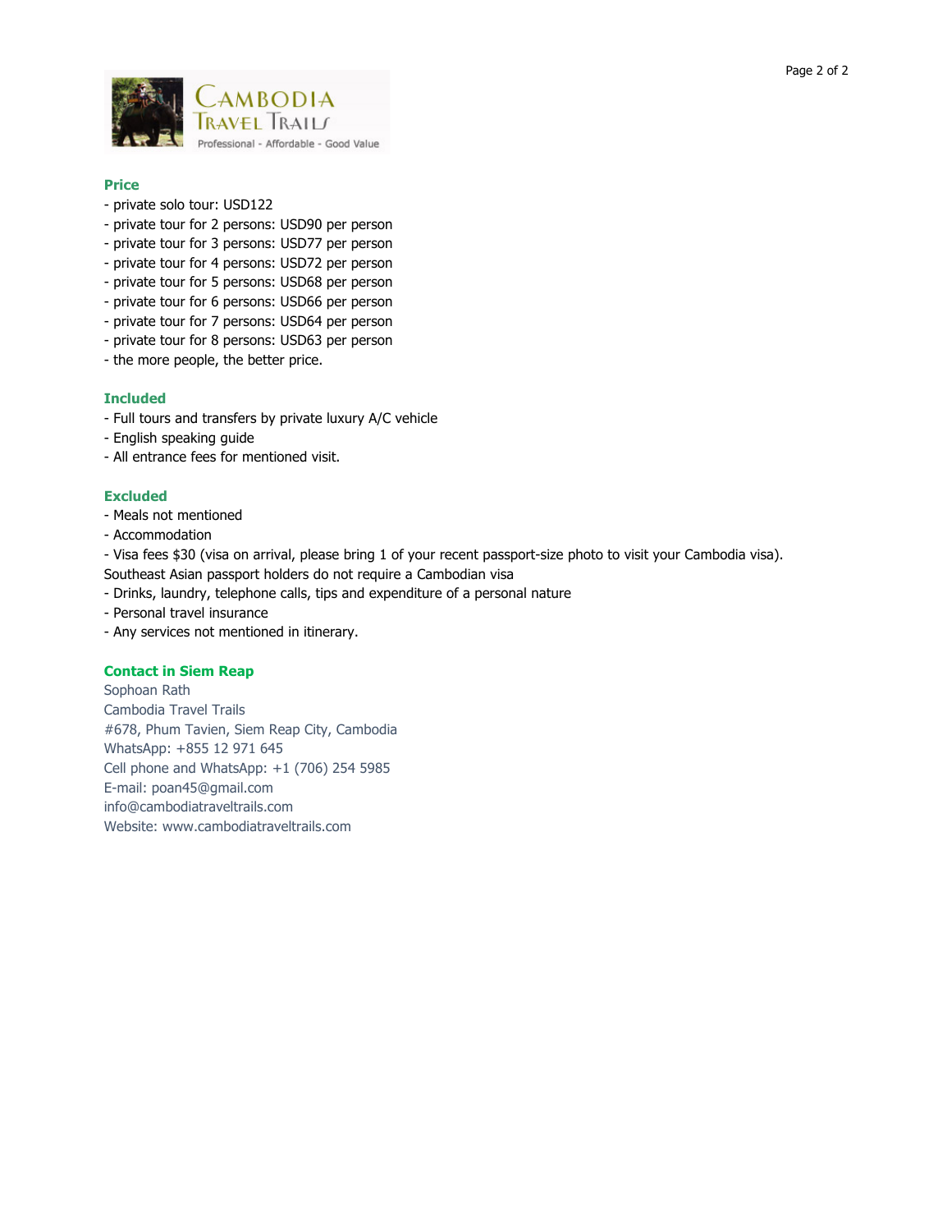## Price

- private solo tour: USD122
- private tour for 2 persons: USD90 per person
- private tour for 3 persons: USD77 per person
- private tour for 4 persons: USD72 per person
- private tour for 5 persons: USD68 per person
- private tour for 6 persons: USD66 per person
- private tour for 7 persons: USD64 per person
- private tour for 8 persons: USD63 per person
- the more people, the better price.

## Included

- Full tours and transfers by private luxury A/C vehicle
- English speaking guide
- All entrance fees for mentioned visit.

## Excluded

- Meals not mentioned
- Accommodation
- Visa fees $30 (visa on arrival, please bring 1 of your recent passport-size photo to visit your Cambodia visa). Southeast Asian passport holders do not require a Cambodian visa
- Drinks, laundry, telephone calls, tips and expenditure of a personal nature
- Personal travel insurance
- Any services not mentioned in itinerary.

## Contact in Siem Reap

Sophoan Rath
Cambodia Travel Trails
#678, Phum Tavien, Siem Reap City, Cambodia
WhatsApp: +855 12 971 645
Cell phone and WhatsApp: +1 (706) 254 5985
E-mail: poan45@gmail.com
info@cambodiatraveltrails.com
Website: www.cambodiatraveltrails.com